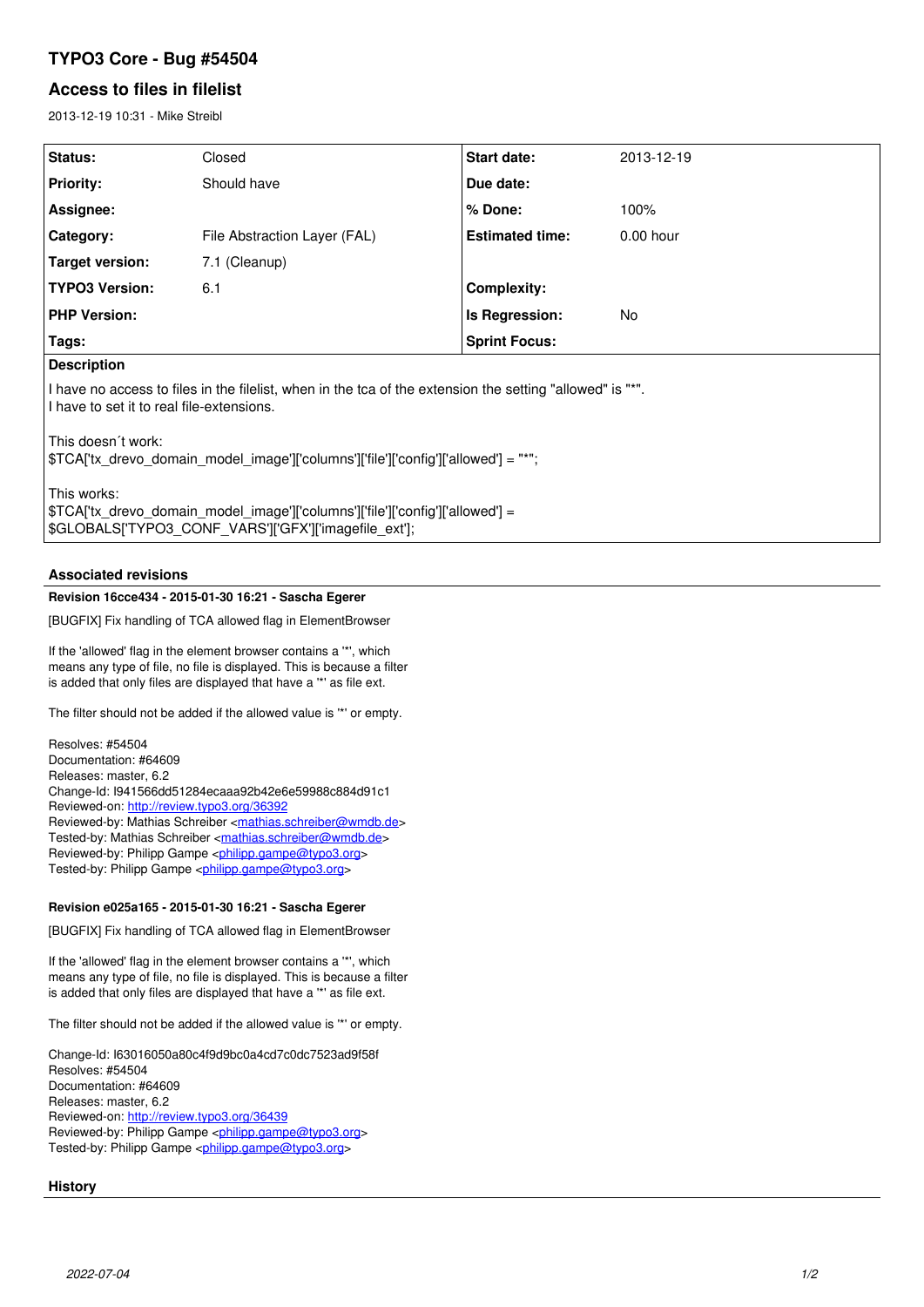# TYPO3 Core - Bug #54504

## Access to files in filelist

2013-12-19 10:31 - Mike Streibl

| Status: | Closed | Start date: | 2013-12-19 |
|---|---|---|---|
| Priority: | Should have | Due date: | |
| Assignee: | | % Done: | 100% |
| Category: | File Abstraction Layer (FAL) | Estimated time: | 0.00 hour |
| Target version: | 7.1 (Cleanup) | | |
| TYPO3 Version: | 6.1 | Complexity: | |
| PHP Version: | | Is Regression: | No |
| Tags: | | Sprint Focus: | |

**Description**

I have no access to files in the filelist, when in the tca of the extension the setting "allowed" is "*".
I have to set it to real file-extensions.

This doesn´t work:
$TCA['tx_drevo_domain_model_image']['columns']['file']['config']['allowed'] = "*";

This works:
$TCA['tx_drevo_domain_model_image']['columns']['file']['config']['allowed'] = $GLOBALS['TYPO3_CONF_VARS']['GFX']['imagefile_ext'];

### Associated revisions

**Revision 16cce434 - 2015-01-30 16:21 - Sascha Egerer**

[BUGFIX] Fix handling of TCA allowed flag in ElementBrowser

If the 'allowed' flag in the element browser contains a '*', which means any type of file, no file is displayed. This is because a filter is added that only files are displayed that have a '*' as file ext.

The filter should not be added if the allowed value is '*' or empty.

Resolves: #54504
Documentation: #64609
Releases: master, 6.2
Change-Id: I941566dd51284ecaaa92b42e6e59988c884d91c1
Reviewed-on: http://review.typo3.org/36392
Reviewed-by: Mathias Schreiber <mathias.schreiber@wmdb.de>
Tested-by: Mathias Schreiber <mathias.schreiber@wmdb.de>
Reviewed-by: Philipp Gampe <philipp.gampe@typo3.org>
Tested-by: Philipp Gampe <philipp.gampe@typo3.org>

**Revision e025a165 - 2015-01-30 16:21 - Sascha Egerer**

[BUGFIX] Fix handling of TCA allowed flag in ElementBrowser

If the 'allowed' flag in the element browser contains a '*', which means any type of file, no file is displayed. This is because a filter is added that only files are displayed that have a '*' as file ext.

The filter should not be added if the allowed value is '*' or empty.

Change-Id: I63016050a80c4f9d9bc0a4cd7c0dc7523ad9f58f
Resolves: #54504
Documentation: #64609
Releases: master, 6.2
Reviewed-on: http://review.typo3.org/36439
Reviewed-by: Philipp Gampe <philipp.gampe@typo3.org>
Tested-by: Philipp Gampe <philipp.gampe@typo3.org>

### History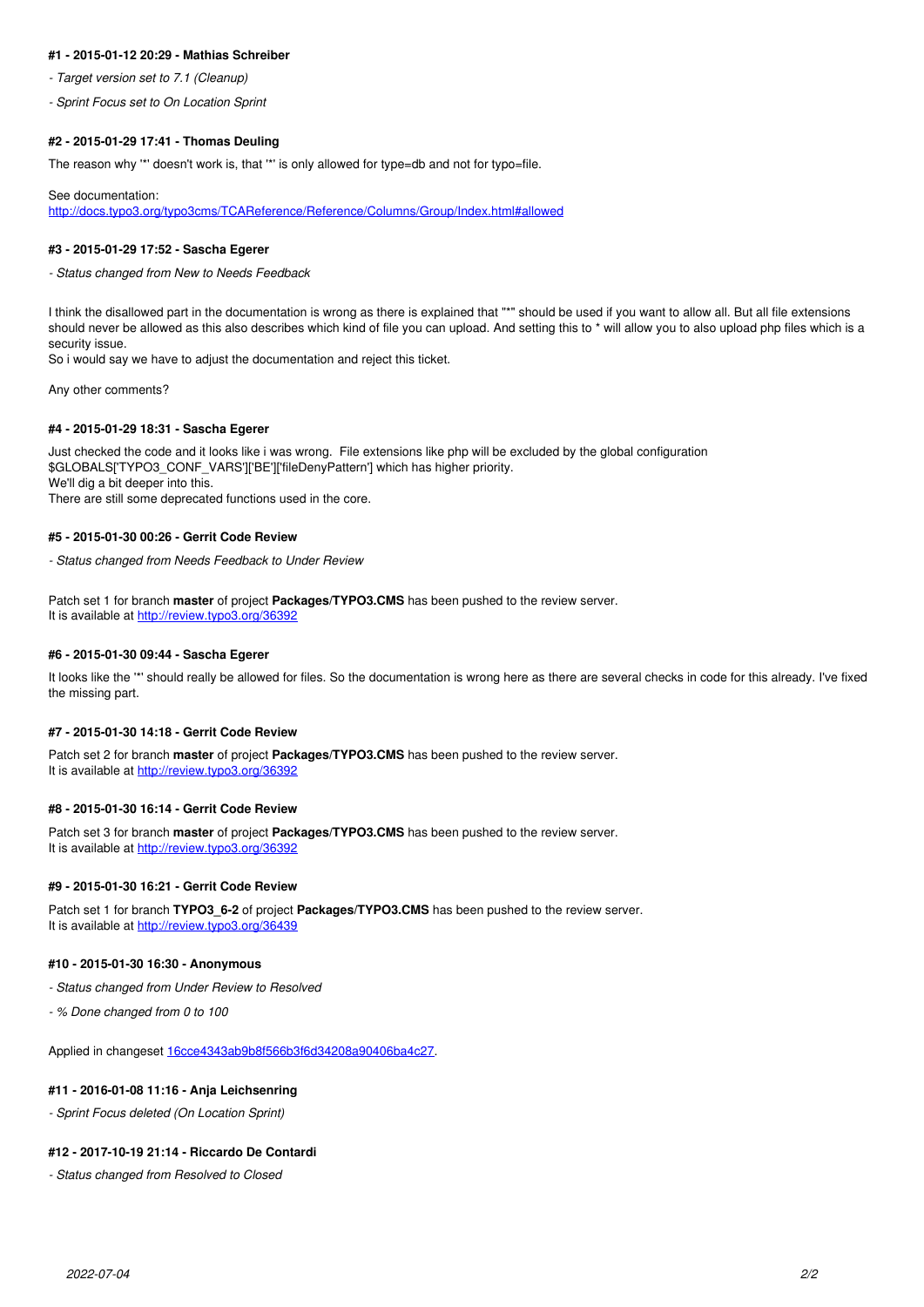#### #1 - 2015-01-12 20:29 - Mathias Schreiber

- *Target version set to 7.1 (Cleanup)*
- *Sprint Focus set to On Location Sprint*

#### #2 - 2015-01-29 17:41 - Thomas Deuling

The reason why '*' doesn't work is, that '*' is only allowed for type=db and not for typo=file.

See documentation:
http://docs.typo3.org/typo3cms/TCAReference/Reference/Columns/Group/Index.html#allowed

#### #3 - 2015-01-29 17:52 - Sascha Egerer

- *Status changed from New to Needs Feedback*

I think the disallowed part in the documentation is wrong as there is explained that "*" should be used if you want to allow all. But all file extensions should never be allowed as this also describes which kind of file you can upload. And setting this to * will allow you to also upload php files which is a security issue.
So i would say we have to adjust the documentation and reject this ticket.

Any other comments?

#### #4 - 2015-01-29 18:31 - Sascha Egerer

Just checked the code and it looks like i was wrong. File extensions like php will be excluded by the global configuration $GLOBALS['TYPO3_CONF_VARS']['BE']['fileDenyPattern'] which has higher priority.
We'll dig a bit deeper into this.
There are still some deprecated functions used in the core.

#### #5 - 2015-01-30 00:26 - Gerrit Code Review

- *Status changed from Needs Feedback to Under Review*

Patch set 1 for branch **master** of project **Packages/TYPO3.CMS** has been pushed to the review server.
It is available at http://review.typo3.org/36392

#### #6 - 2015-01-30 09:44 - Sascha Egerer

It looks like the '*' should really be allowed for files. So the documentation is wrong here as there are several checks in code for this already. I've fixed the missing part.

#### #7 - 2015-01-30 14:18 - Gerrit Code Review

Patch set 2 for branch **master** of project **Packages/TYPO3.CMS** has been pushed to the review server.
It is available at http://review.typo3.org/36392

#### #8 - 2015-01-30 16:14 - Gerrit Code Review

Patch set 3 for branch **master** of project **Packages/TYPO3.CMS** has been pushed to the review server.
It is available at http://review.typo3.org/36392

#### #9 - 2015-01-30 16:21 - Gerrit Code Review

Patch set 1 for branch **TYPO3_6-2** of project **Packages/TYPO3.CMS** has been pushed to the review server.
It is available at http://review.typo3.org/36439

#### #10 - 2015-01-30 16:30 - Anonymous

- *Status changed from Under Review to Resolved*
- *% Done changed from 0 to 100*

Applied in changeset 16cce4343ab9b8f566b3f6d34208a90406ba4c27.

#### #11 - 2016-01-08 11:16 - Anja Leichsenring

- *Sprint Focus deleted (On Location Sprint)*

#### #12 - 2017-10-19 21:14 - Riccardo De Contardi

- *Status changed from Resolved to Closed*